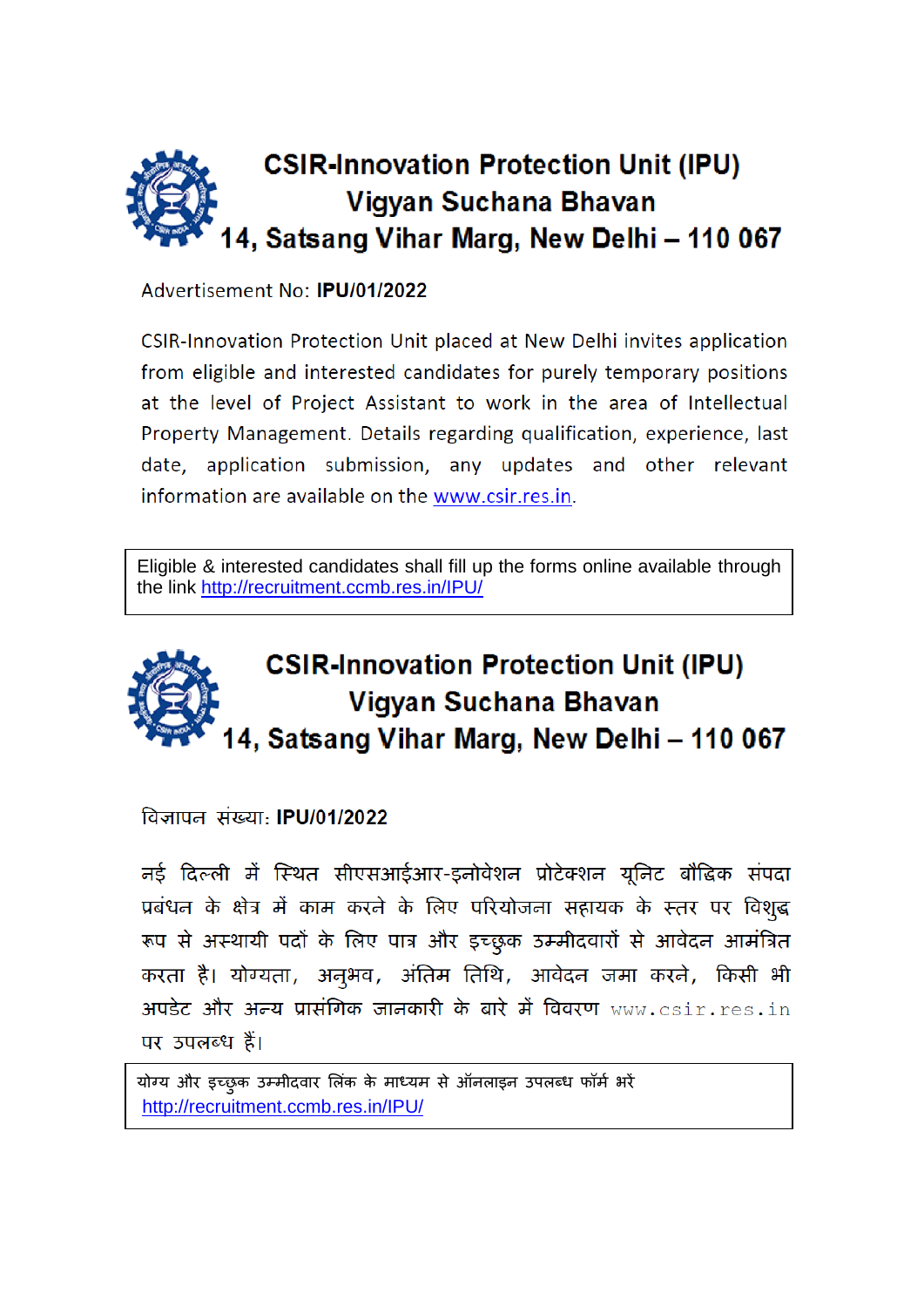# CSIR-Innovation Protection Unit (IPU)
## Vigyan Suchana Bhavan
## 14, Satsang Vihar Marg, New Delhi – 110 067

Advertisement No: **IPU/01/2022**

CSIR-Innovation Protection Unit placed at New Delhi invites application from eligible and interested candidates for purely temporary positions at the level of Project Assistant to work in the area of Intellectual Property Management. Details regarding qualification, experience, last date, application submission, any updates and other relevant information are available on the www.csir.res.in.

Eligible & interested candidates shall fill up the forms online available through the link http://recruitment.ccmb.res.in/IPU/

# CSIR-Innovation Protection Unit (IPU)
## Vigyan Suchana Bhavan
## 14, Satsang Vihar Marg, New Delhi – 110 067

विज्ञापन संख्या: **IPU/01/2022**

नई दिल्ली में स्थित सीएसआईआर-इनोवेशन प्रोटेक्शन यूनिट बौद्धिक संपदा प्रबंधन के क्षेत्र में काम करने के लिए परियोजना सहायक के स्तर पर विशुद्ध रूप से अस्थायी पदों के लिए पात्र और इच्छुक उम्मीदवारों से आवेदन आमंत्रित करता है। योग्यता, अनुभव, अंतिम तिथि, आवेदन जमा करने, किसी भी अपडेट और अन्य प्रासंगिक जानकारी के बारे में विवरण www.csir.res.in पर उपलब्ध हैं।

योग्य और इच्छुक उम्मीदवार लिंक के माध्यम से ऑनलाइन उपलब्ध फॉर्म भरें http://recruitment.ccmb.res.in/IPU/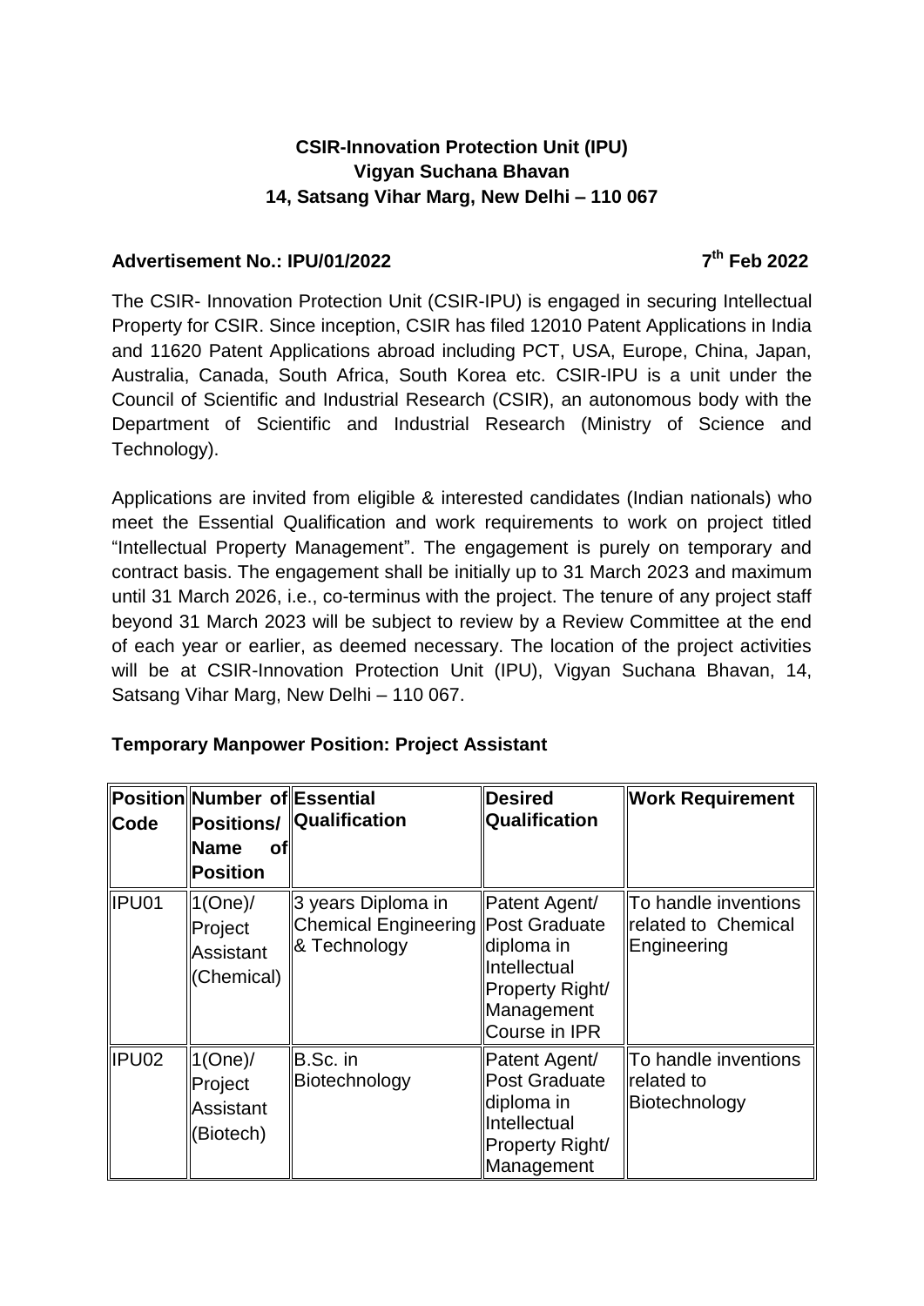**CSIR-Innovation Protection Unit (IPU)**
**Vigyan Suchana Bhavan**
**14, Satsang Vihar Marg, New Delhi – 110 067**

**Advertisement No.: IPU/01/2022** **7th Feb 2022**

The CSIR- Innovation Protection Unit (CSIR-IPU) is engaged in securing Intellectual Property for CSIR. Since inception, CSIR has filed 12010 Patent Applications in India and 11620 Patent Applications abroad including PCT, USA, Europe, China, Japan, Australia, Canada, South Africa, South Korea etc. CSIR-IPU is a unit under the Council of Scientific and Industrial Research (CSIR), an autonomous body with the Department of Scientific and Industrial Research (Ministry of Science and Technology).

Applications are invited from eligible & interested candidates (Indian nationals) who meet the Essential Qualification and work requirements to work on project titled "Intellectual Property Management". The engagement is purely on temporary and contract basis. The engagement shall be initially up to 31 March 2023 and maximum until 31 March 2026, i.e., co-terminus with the project. The tenure of any project staff beyond 31 March 2023 will be subject to review by a Review Committee at the end of each year or earlier, as deemed necessary. The location of the project activities will be at CSIR-Innovation Protection Unit (IPU), Vigyan Suchana Bhavan, 14, Satsang Vihar Marg, New Delhi – 110 067.

**Temporary Manpower Position: Project Assistant**

| Position Code | Number of Positions/ Name of Position | Essential Qualification | Desired Qualification | Work Requirement |
|---|---|---|---|---|
| IPU01 | 1(One)/ Project Assistant (Chemical) | 3 years Diploma in Chemical Engineering & Technology | Patent Agent/ Post Graduate diploma in Intellectual Property Right/ Management Course in IPR | To handle inventions related to Chemical Engineering |
| IPU02 | 1(One)/ Project Assistant (Biotech) | B.Sc. in Biotechnology | Patent Agent/ Post Graduate diploma in Intellectual Property Right/ Management | To handle inventions related to Biotechnology |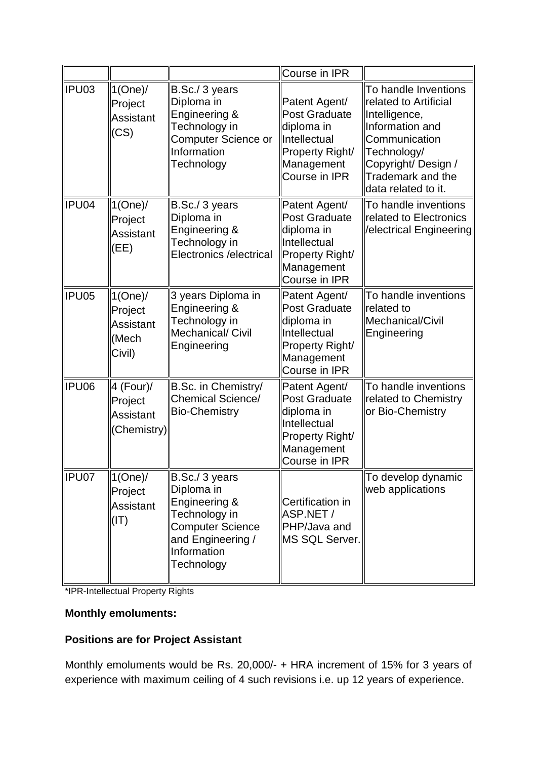|  |  |  | Course in IPR |  |
|---|---|---|---|---|
| IPU03 | 1(One)/ Project Assistant (CS) | B.Sc./ 3 years Diploma in Engineering & Technology in Computer Science or Information Technology | Patent Agent/ Post Graduate diploma in Intellectual Property Right/ Management Course in IPR | To handle Inventions related to Artificial Intelligence, Information and Communication Technology/ Copyright/ Design / Trademark and the data related to it. |
| IPU04 | 1(One)/ Project Assistant (EE) | B.Sc./ 3 years Diploma in Engineering & Technology in Electronics /electrical | Patent Agent/ Post Graduate diploma in Intellectual Property Right/ Management Course in IPR | To handle inventions related to Electronics /electrical Engineering |
| IPU05 | 1(One)/ Project Assistant (Mech Civil) | 3 years Diploma in Engineering & Technology in Mechanical/ Civil Engineering | Patent Agent/ Post Graduate diploma in Intellectual Property Right/ Management Course in IPR | To handle inventions related to Mechanical/Civil Engineering |
| IPU06 | 4 (Four)/ Project Assistant (Chemistry) | B.Sc. in Chemistry/ Chemical Science/ Bio-Chemistry | Patent Agent/ Post Graduate diploma in Intellectual Property Right/ Management Course in IPR | To handle inventions related to Chemistry or Bio-Chemistry |
| IPU07 | 1(One)/ Project Assistant (IT) | B.Sc./ 3 years Diploma in Engineering & Technology in Computer Science and Engineering / Information Technology | Certification in ASP.NET / PHP/Java and MS SQL Server. | To develop dynamic web applications |

*IPR-Intellectual Property Rights

**Monthly emoluments:**

**Positions are for Project Assistant**

Monthly emoluments would be Rs. 20,000/- + HRA increment of 15% for 3 years of experience with maximum ceiling of 4 such revisions i.e. up 12 years of experience.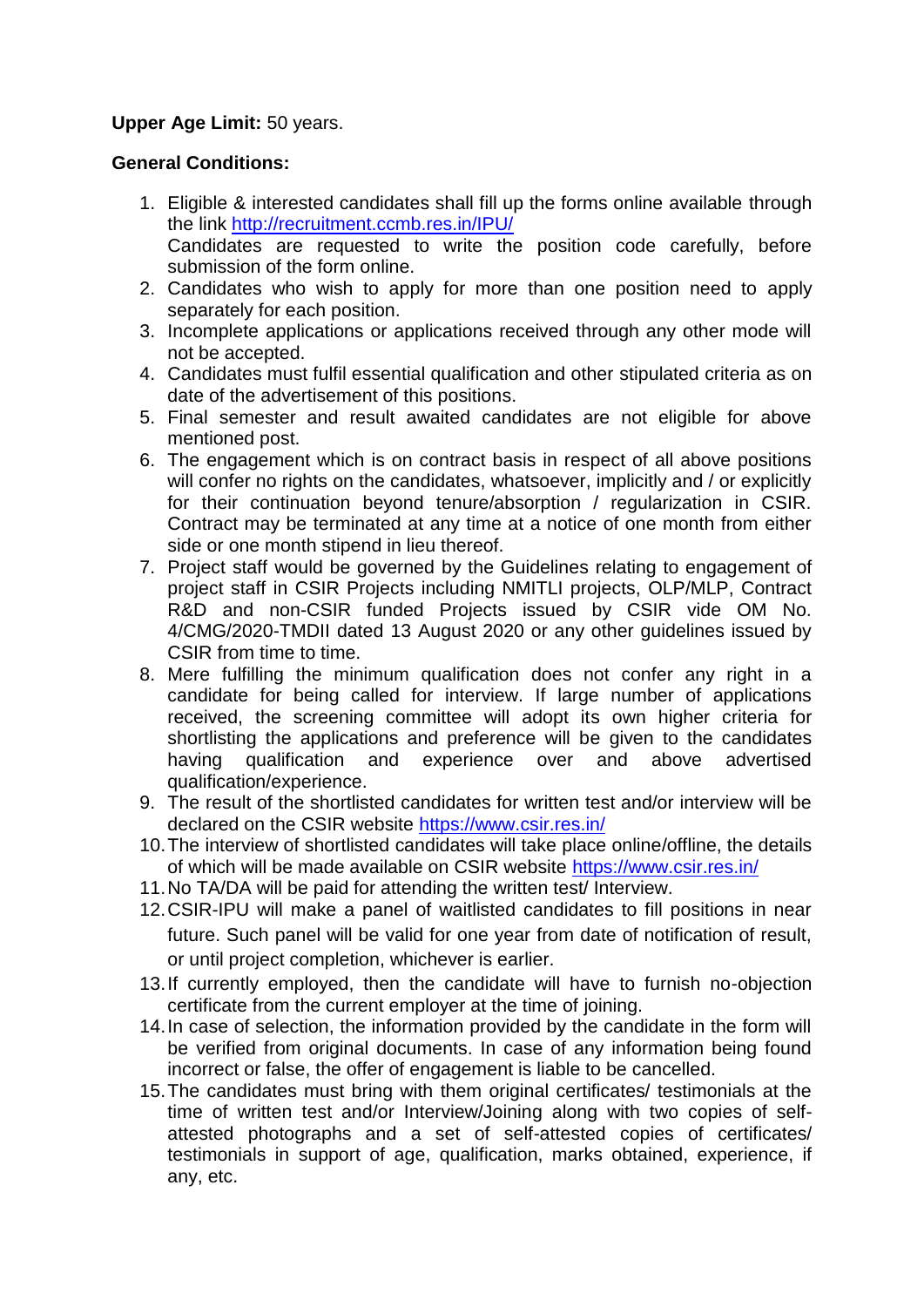**Upper Age Limit:** 50 years.

**General Conditions:**

1. Eligible & interested candidates shall fill up the forms online available through the link [http://recruitment.ccmb.res.in/IPU/](http://recruitment.ccmb.res.in/IPU/)
   Candidates are requested to write the position code carefully, before submission of the form online.
2. Candidates who wish to apply for more than one position need to apply separately for each position.
3. Incomplete applications or applications received through any other mode will not be accepted.
4. Candidates must fulfil essential qualification and other stipulated criteria as on date of the advertisement of this positions.
5. Final semester and result awaited candidates are not eligible for above mentioned post.
6. The engagement which is on contract basis in respect of all above positions will confer no rights on the candidates, whatsoever, implicitly and / or explicitly for their continuation beyond tenure/absorption / regularization in CSIR. Contract may be terminated at any time at a notice of one month from either side or one month stipend in lieu thereof.
7. Project staff would be governed by the Guidelines relating to engagement of project staff in CSIR Projects including NMITLI projects, OLP/MLP, Contract R&D and non-CSIR funded Projects issued by CSIR vide OM No. 4/CMG/2020-TMDII dated 13 August 2020 or any other guidelines issued by CSIR from time to time.
8. Mere fulfilling the minimum qualification does not confer any right in a candidate for being called for interview. If large number of applications received, the screening committee will adopt its own higher criteria for shortlisting the applications and preference will be given to the candidates having qualification and experience over and above advertised qualification/experience.
9. The result of the shortlisted candidates for written test and/or interview will be declared on the CSIR website [https://www.csir.res.in/](https://www.csir.res.in/)
10. The interview of shortlisted candidates will take place online/offline, the details of which will be made available on CSIR website [https://www.csir.res.in/](https://www.csir.res.in/)
11. No TA/DA will be paid for attending the written test/ Interview.
12. CSIR-IPU will make a panel of waitlisted candidates to fill positions in near future. Such panel will be valid for one year from date of notification of result, or until project completion, whichever is earlier.
13. If currently employed, then the candidate will have to furnish no-objection certificate from the current employer at the time of joining.
14. In case of selection, the information provided by the candidate in the form will be verified from original documents. In case of any information being found incorrect or false, the offer of engagement is liable to be cancelled.
15. The candidates must bring with them original certificates/ testimonials at the time of written test and/or Interview/Joining along with two copies of self-attested photographs and a set of self-attested copies of certificates/ testimonials in support of age, qualification, marks obtained, experience, if any, etc.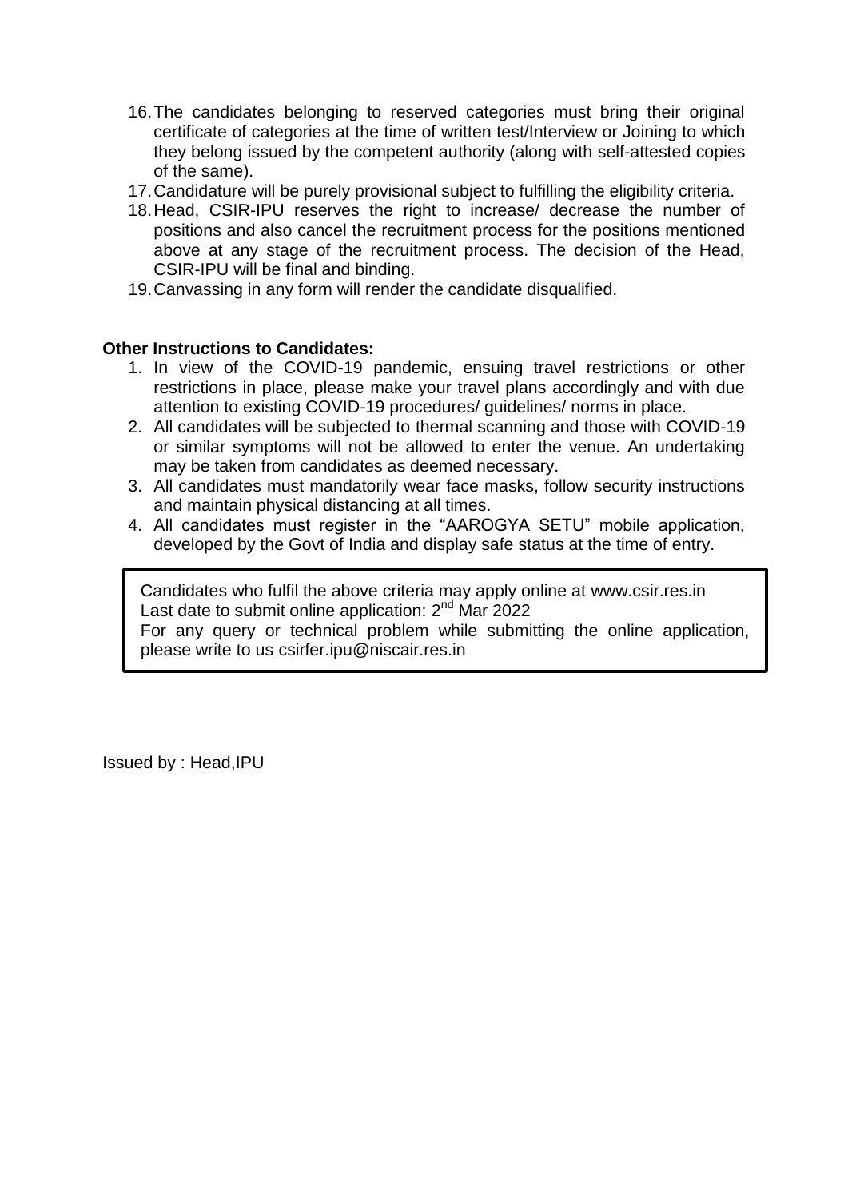16. The candidates belonging to reserved categories must bring their original certificate of categories at the time of written test/Interview or Joining to which they belong issued by the competent authority (along with self-attested copies of the same).
17. Candidature will be purely provisional subject to fulfilling the eligibility criteria.
18. Head, CSIR-IPU reserves the right to increase/ decrease the number of positions and also cancel the recruitment process for the positions mentioned above at any stage of the recruitment process. The decision of the Head, CSIR-IPU will be final and binding.
19. Canvassing in any form will render the candidate disqualified.

**Other Instructions to Candidates:**

1. In view of the COVID-19 pandemic, ensuing travel restrictions or other restrictions in place, please make your travel plans accordingly and with due attention to existing COVID-19 procedures/ guidelines/ norms in place.
2. All candidates will be subjected to thermal scanning and those with COVID-19 or similar symptoms will not be allowed to enter the venue. An undertaking may be taken from candidates as deemed necessary.
3. All candidates must mandatorily wear face masks, follow security instructions and maintain physical distancing at all times.
4. All candidates must register in the "AAROGYA SETU" mobile application, developed by the Govt of India and display safe status at the time of entry.

Candidates who fulfil the above criteria may apply online at www.csir.res.in
Last date to submit online application: 2nd Mar 2022
For any query or technical problem while submitting the online application, please write to us csirfer.ipu@niscair.res.in

Issued by : Head,IPU